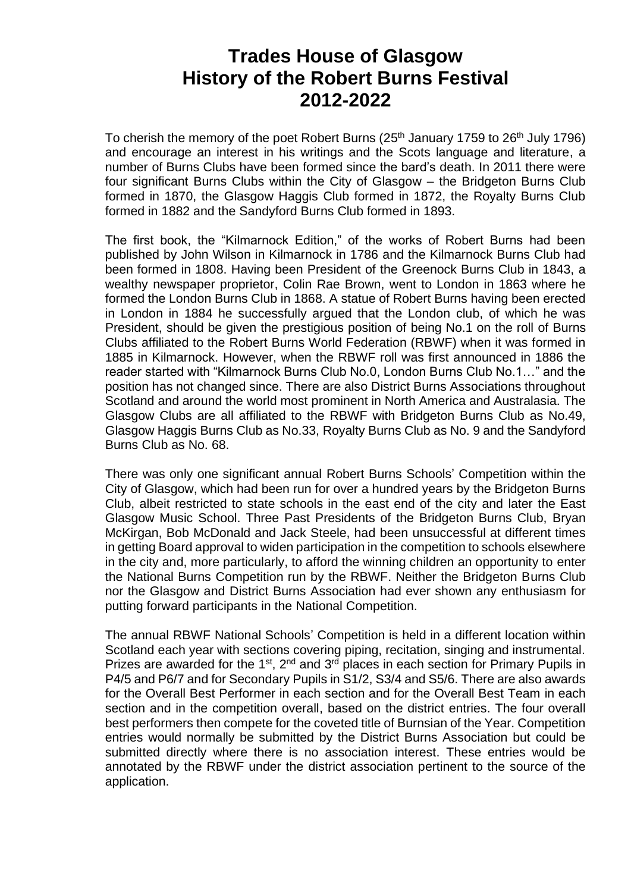# Trades House of Glasgow
# History of the Robert Burns Festival
# 2012-2022

To cherish the memory of the poet Robert Burns (25th January 1759 to 26th July 1796) and encourage an interest in his writings and the Scots language and literature, a number of Burns Clubs have been formed since the bard's death. In 2011 there were four significant Burns Clubs within the City of Glasgow – the Bridgeton Burns Club formed in 1870, the Glasgow Haggis Club formed in 1872, the Royalty Burns Club formed in 1882 and the Sandyford Burns Club formed in 1893.

The first book, the "Kilmarnock Edition," of the works of Robert Burns had been published by John Wilson in Kilmarnock in 1786 and the Kilmarnock Burns Club had been formed in 1808. Having been President of the Greenock Burns Club in 1843, a wealthy newspaper proprietor, Colin Rae Brown, went to London in 1863 where he formed the London Burns Club in 1868. A statue of Robert Burns having been erected in London in 1884 he successfully argued that the London club, of which he was President, should be given the prestigious position of being No.1 on the roll of Burns Clubs affiliated to the Robert Burns World Federation (RBWF) when it was formed in 1885 in Kilmarnock. However, when the RBWF roll was first announced in 1886 the reader started with "Kilmarnock Burns Club No.0, London Burns Club No.1…" and the position has not changed since. There are also District Burns Associations throughout Scotland and around the world most prominent in North America and Australasia. The Glasgow Clubs are all affiliated to the RBWF with Bridgeton Burns Club as No.49, Glasgow Haggis Burns Club as No.33, Royalty Burns Club as No. 9 and the Sandyford Burns Club as No. 68.

There was only one significant annual Robert Burns Schools' Competition within the City of Glasgow, which had been run for over a hundred years by the Bridgeton Burns Club, albeit restricted to state schools in the east end of the city and later the East Glasgow Music School. Three Past Presidents of the Bridgeton Burns Club, Bryan McKirgan, Bob McDonald and Jack Steele, had been unsuccessful at different times in getting Board approval to widen participation in the competition to schools elsewhere in the city and, more particularly, to afford the winning children an opportunity to enter the National Burns Competition run by the RBWF. Neither the Bridgeton Burns Club nor the Glasgow and District Burns Association had ever shown any enthusiasm for putting forward participants in the National Competition.

The annual RBWF National Schools' Competition is held in a different location within Scotland each year with sections covering piping, recitation, singing and instrumental. Prizes are awarded for the 1st, 2nd and 3rd places in each section for Primary Pupils in P4/5 and P6/7 and for Secondary Pupils in S1/2, S3/4 and S5/6. There are also awards for the Overall Best Performer in each section and for the Overall Best Team in each section and in the competition overall, based on the district entries. The four overall best performers then compete for the coveted title of Burnsian of the Year. Competition entries would normally be submitted by the District Burns Association but could be submitted directly where there is no association interest. These entries would be annotated by the RBWF under the district association pertinent to the source of the application.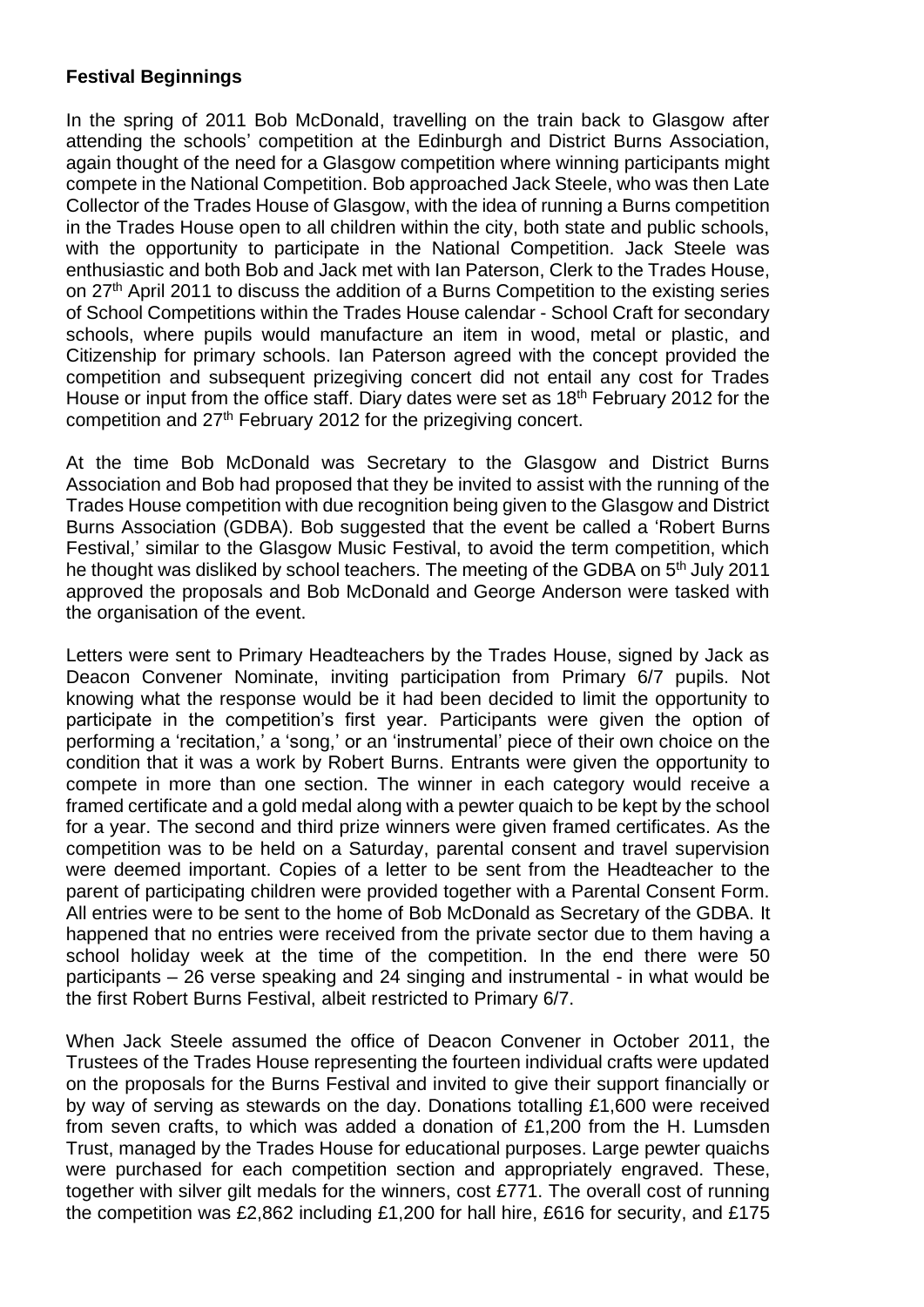**Festival Beginnings**

In the spring of 2011 Bob McDonald, travelling on the train back to Glasgow after attending the schools' competition at the Edinburgh and District Burns Association, again thought of the need for a Glasgow competition where winning participants might compete in the National Competition. Bob approached Jack Steele, who was then Late Collector of the Trades House of Glasgow, with the idea of running a Burns competition in the Trades House open to all children within the city, both state and public schools, with the opportunity to participate in the National Competition. Jack Steele was enthusiastic and both Bob and Jack met with Ian Paterson, Clerk to the Trades House, on 27th April 2011 to discuss the addition of a Burns Competition to the existing series of School Competitions within the Trades House calendar - School Craft for secondary schools, where pupils would manufacture an item in wood, metal or plastic, and Citizenship for primary schools. Ian Paterson agreed with the concept provided the competition and subsequent prizegiving concert did not entail any cost for Trades House or input from the office staff. Diary dates were set as 18th February 2012 for the competition and 27th February 2012 for the prizegiving concert.

At the time Bob McDonald was Secretary to the Glasgow and District Burns Association and Bob had proposed that they be invited to assist with the running of the Trades House competition with due recognition being given to the Glasgow and District Burns Association (GDBA). Bob suggested that the event be called a 'Robert Burns Festival,' similar to the Glasgow Music Festival, to avoid the term competition, which he thought was disliked by school teachers. The meeting of the GDBA on 5th July 2011 approved the proposals and Bob McDonald and George Anderson were tasked with the organisation of the event.

Letters were sent to Primary Headteachers by the Trades House, signed by Jack as Deacon Convener Nominate, inviting participation from Primary 6/7 pupils. Not knowing what the response would be it had been decided to limit the opportunity to participate in the competition's first year. Participants were given the option of performing a 'recitation,' a 'song,' or an 'instrumental' piece of their own choice on the condition that it was a work by Robert Burns. Entrants were given the opportunity to compete in more than one section. The winner in each category would receive a framed certificate and a gold medal along with a pewter quaich to be kept by the school for a year. The second and third prize winners were given framed certificates. As the competition was to be held on a Saturday, parental consent and travel supervision were deemed important. Copies of a letter to be sent from the Headteacher to the parent of participating children were provided together with a Parental Consent Form. All entries were to be sent to the home of Bob McDonald as Secretary of the GDBA. It happened that no entries were received from the private sector due to them having a school holiday week at the time of the competition. In the end there were 50 participants – 26 verse speaking and 24 singing and instrumental - in what would be the first Robert Burns Festival, albeit restricted to Primary 6/7.

When Jack Steele assumed the office of Deacon Convener in October 2011, the Trustees of the Trades House representing the fourteen individual crafts were updated on the proposals for the Burns Festival and invited to give their support financially or by way of serving as stewards on the day. Donations totalling £1,600 were received from seven crafts, to which was added a donation of £1,200 from the H. Lumsden Trust, managed by the Trades House for educational purposes. Large pewter quaichs were purchased for each competition section and appropriately engraved. These, together with silver gilt medals for the winners, cost £771. The overall cost of running the competition was £2,862 including £1,200 for hall hire, £616 for security, and £175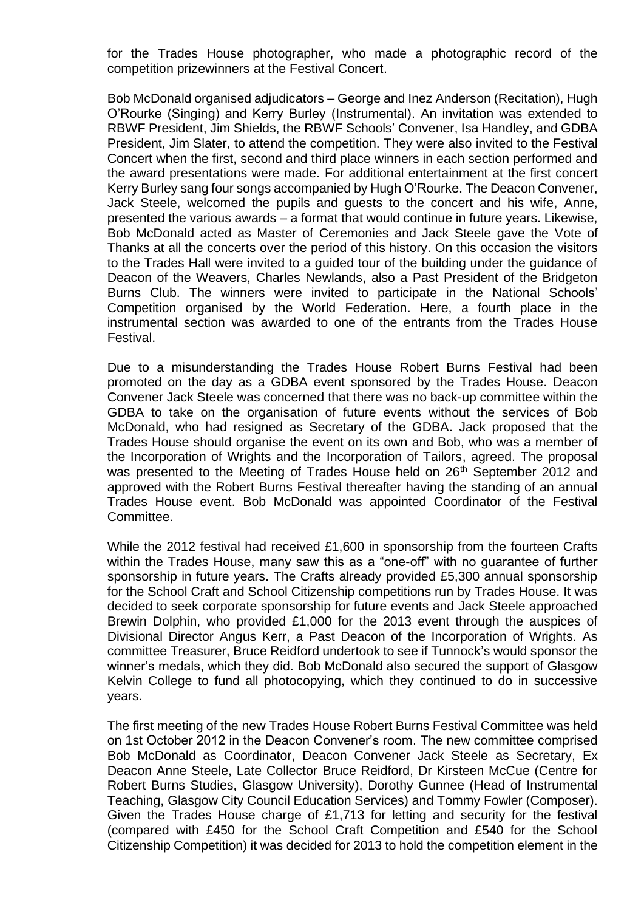for the Trades House photographer, who made a photographic record of the competition prizewinners at the Festival Concert.

Bob McDonald organised adjudicators – George and Inez Anderson (Recitation), Hugh O'Rourke (Singing) and Kerry Burley (Instrumental). An invitation was extended to RBWF President, Jim Shields, the RBWF Schools' Convener, Isa Handley, and GDBA President, Jim Slater, to attend the competition. They were also invited to the Festival Concert when the first, second and third place winners in each section performed and the award presentations were made. For additional entertainment at the first concert Kerry Burley sang four songs accompanied by Hugh O'Rourke. The Deacon Convener, Jack Steele, welcomed the pupils and guests to the concert and his wife, Anne, presented the various awards – a format that would continue in future years. Likewise, Bob McDonald acted as Master of Ceremonies and Jack Steele gave the Vote of Thanks at all the concerts over the period of this history. On this occasion the visitors to the Trades Hall were invited to a guided tour of the building under the guidance of Deacon of the Weavers, Charles Newlands, also a Past President of the Bridgeton Burns Club. The winners were invited to participate in the National Schools' Competition organised by the World Federation. Here, a fourth place in the instrumental section was awarded to one of the entrants from the Trades House Festival.

Due to a misunderstanding the Trades House Robert Burns Festival had been promoted on the day as a GDBA event sponsored by the Trades House. Deacon Convener Jack Steele was concerned that there was no back-up committee within the GDBA to take on the organisation of future events without the services of Bob McDonald, who had resigned as Secretary of the GDBA. Jack proposed that the Trades House should organise the event on its own and Bob, who was a member of the Incorporation of Wrights and the Incorporation of Tailors, agreed. The proposal was presented to the Meeting of Trades House held on 26th September 2012 and approved with the Robert Burns Festival thereafter having the standing of an annual Trades House event. Bob McDonald was appointed Coordinator of the Festival Committee.

While the 2012 festival had received £1,600 in sponsorship from the fourteen Crafts within the Trades House, many saw this as a "one-off" with no guarantee of further sponsorship in future years. The Crafts already provided £5,300 annual sponsorship for the School Craft and School Citizenship competitions run by Trades House. It was decided to seek corporate sponsorship for future events and Jack Steele approached Brewin Dolphin, who provided £1,000 for the 2013 event through the auspices of Divisional Director Angus Kerr, a Past Deacon of the Incorporation of Wrights. As committee Treasurer, Bruce Reidford undertook to see if Tunnock's would sponsor the winner's medals, which they did. Bob McDonald also secured the support of Glasgow Kelvin College to fund all photocopying, which they continued to do in successive years.

The first meeting of the new Trades House Robert Burns Festival Committee was held on 1st October 2012 in the Deacon Convener's room. The new committee comprised Bob McDonald as Coordinator, Deacon Convener Jack Steele as Secretary, Ex Deacon Anne Steele, Late Collector Bruce Reidford, Dr Kirsteen McCue (Centre for Robert Burns Studies, Glasgow University), Dorothy Gunnee (Head of Instrumental Teaching, Glasgow City Council Education Services) and Tommy Fowler (Composer). Given the Trades House charge of £1,713 for letting and security for the festival (compared with £450 for the School Craft Competition and £540 for the School Citizenship Competition) it was decided for 2013 to hold the competition element in the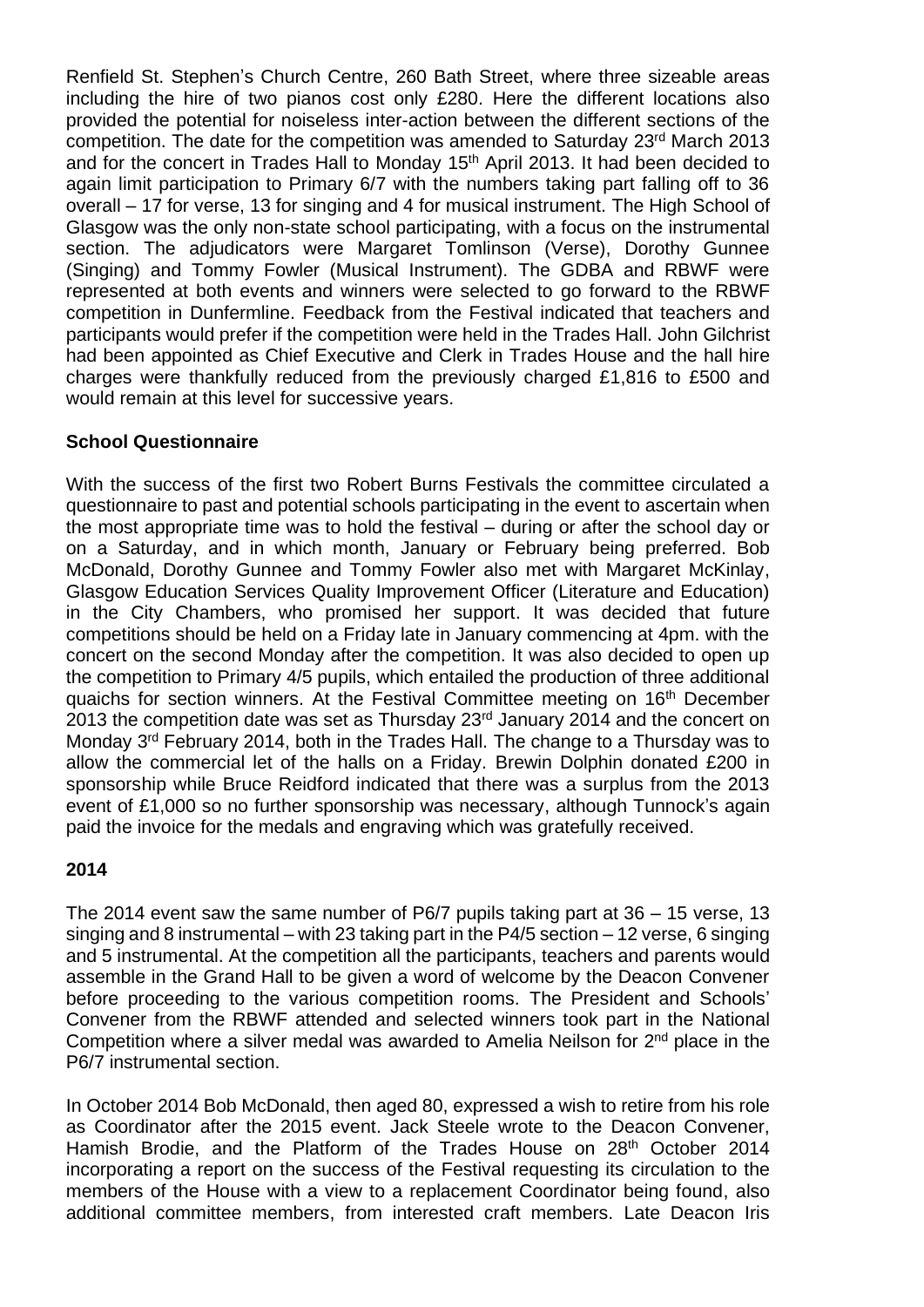Renfield St. Stephen's Church Centre, 260 Bath Street, where three sizeable areas including the hire of two pianos cost only £280. Here the different locations also provided the potential for noiseless inter-action between the different sections of the competition. The date for the competition was amended to Saturday 23rd March 2013 and for the concert in Trades Hall to Monday 15th April 2013. It had been decided to again limit participation to Primary 6/7 with the numbers taking part falling off to 36 overall – 17 for verse, 13 for singing and 4 for musical instrument. The High School of Glasgow was the only non-state school participating, with a focus on the instrumental section. The adjudicators were Margaret Tomlinson (Verse), Dorothy Gunnee (Singing) and Tommy Fowler (Musical Instrument). The GDBA and RBWF were represented at both events and winners were selected to go forward to the RBWF competition in Dunfermline. Feedback from the Festival indicated that teachers and participants would prefer if the competition were held in the Trades Hall. John Gilchrist had been appointed as Chief Executive and Clerk in Trades House and the hall hire charges were thankfully reduced from the previously charged £1,816 to £500 and would remain at this level for successive years.

**School Questionnaire**

With the success of the first two Robert Burns Festivals the committee circulated a questionnaire to past and potential schools participating in the event to ascertain when the most appropriate time was to hold the festival – during or after the school day or on a Saturday, and in which month, January or February being preferred. Bob McDonald, Dorothy Gunnee and Tommy Fowler also met with Margaret McKinlay, Glasgow Education Services Quality Improvement Officer (Literature and Education) in the City Chambers, who promised her support. It was decided that future competitions should be held on a Friday late in January commencing at 4pm. with the concert on the second Monday after the competition. It was also decided to open up the competition to Primary 4/5 pupils, which entailed the production of three additional quaichs for section winners. At the Festival Committee meeting on 16th December 2013 the competition date was set as Thursday 23rd January 2014 and the concert on Monday 3rd February 2014, both in the Trades Hall. The change to a Thursday was to allow the commercial let of the halls on a Friday. Brewin Dolphin donated £200 in sponsorship while Bruce Reidford indicated that there was a surplus from the 2013 event of £1,000 so no further sponsorship was necessary, although Tunnock's again paid the invoice for the medals and engraving which was gratefully received.

**2014**

The 2014 event saw the same number of P6/7 pupils taking part at 36 – 15 verse, 13 singing and 8 instrumental – with 23 taking part in the P4/5 section – 12 verse, 6 singing and 5 instrumental. At the competition all the participants, teachers and parents would assemble in the Grand Hall to be given a word of welcome by the Deacon Convener before proceeding to the various competition rooms. The President and Schools' Convener from the RBWF attended and selected winners took part in the National Competition where a silver medal was awarded to Amelia Neilson for 2nd place in the P6/7 instrumental section.

In October 2014 Bob McDonald, then aged 80, expressed a wish to retire from his role as Coordinator after the 2015 event. Jack Steele wrote to the Deacon Convener, Hamish Brodie, and the Platform of the Trades House on 28th October 2014 incorporating a report on the success of the Festival requesting its circulation to the members of the House with a view to a replacement Coordinator being found, also additional committee members, from interested craft members. Late Deacon Iris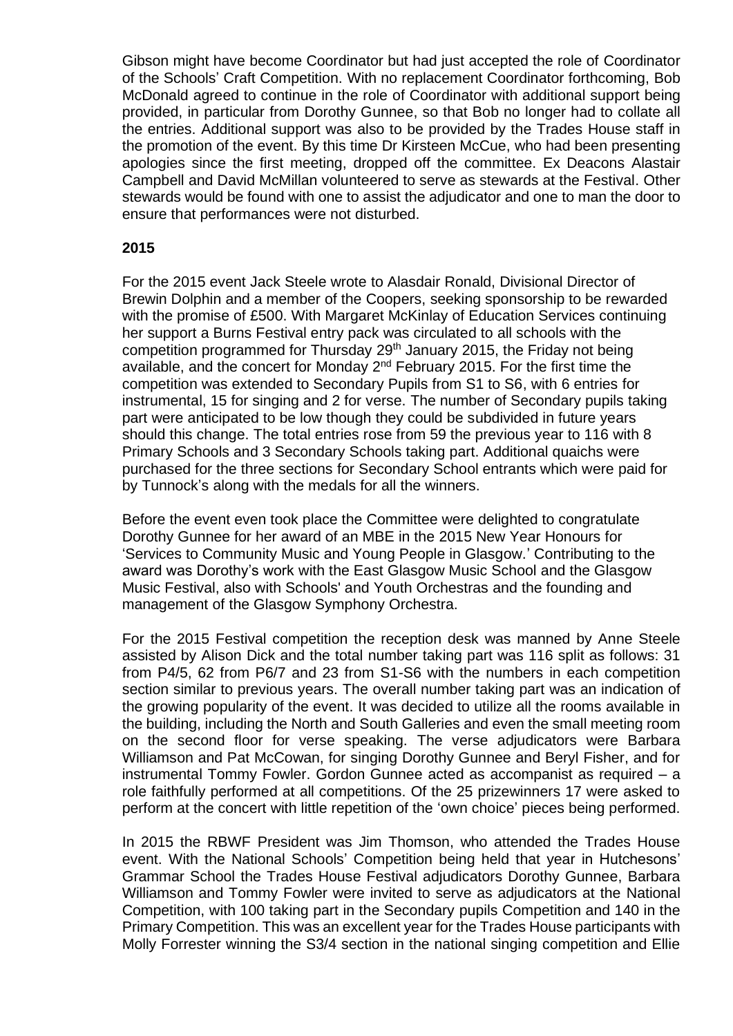Gibson might have become Coordinator but had just accepted the role of Coordinator of the Schools' Craft Competition. With no replacement Coordinator forthcoming, Bob McDonald agreed to continue in the role of Coordinator with additional support being provided, in particular from Dorothy Gunnee, so that Bob no longer had to collate all the entries. Additional support was also to be provided by the Trades House staff in the promotion of the event. By this time Dr Kirsteen McCue, who had been presenting apologies since the first meeting, dropped off the committee. Ex Deacons Alastair Campbell and David McMillan volunteered to serve as stewards at the Festival. Other stewards would be found with one to assist the adjudicator and one to man the door to ensure that performances were not disturbed.

## 2015

For the 2015 event Jack Steele wrote to Alasdair Ronald, Divisional Director of Brewin Dolphin and a member of the Coopers, seeking sponsorship to be rewarded with the promise of £500. With Margaret McKinlay of Education Services continuing her support a Burns Festival entry pack was circulated to all schools with the competition programmed for Thursday 29th January 2015, the Friday not being available, and the concert for Monday 2nd February 2015. For the first time the competition was extended to Secondary Pupils from S1 to S6, with 6 entries for instrumental, 15 for singing and 2 for verse. The number of Secondary pupils taking part were anticipated to be low though they could be subdivided in future years should this change. The total entries rose from 59 the previous year to 116 with 8 Primary Schools and 3 Secondary Schools taking part. Additional quaichs were purchased for the three sections for Secondary School entrants which were paid for by Tunnock's along with the medals for all the winners.

Before the event even took place the Committee were delighted to congratulate Dorothy Gunnee for her award of an MBE in the 2015 New Year Honours for 'Services to Community Music and Young People in Glasgow.' Contributing to the award was Dorothy's work with the East Glasgow Music School and the Glasgow Music Festival, also with Schools' and Youth Orchestras and the founding and management of the Glasgow Symphony Orchestra.

For the 2015 Festival competition the reception desk was manned by Anne Steele assisted by Alison Dick and the total number taking part was 116 split as follows: 31 from P4/5, 62 from P6/7 and 23 from S1-S6 with the numbers in each competition section similar to previous years. The overall number taking part was an indication of the growing popularity of the event. It was decided to utilize all the rooms available in the building, including the North and South Galleries and even the small meeting room on the second floor for verse speaking. The verse adjudicators were Barbara Williamson and Pat McCowan, for singing Dorothy Gunnee and Beryl Fisher, and for instrumental Tommy Fowler. Gordon Gunnee acted as accompanist as required – a role faithfully performed at all competitions. Of the 25 prizewinners 17 were asked to perform at the concert with little repetition of the 'own choice' pieces being performed.

In 2015 the RBWF President was Jim Thomson, who attended the Trades House event. With the National Schools' Competition being held that year in Hutchesons' Grammar School the Trades House Festival adjudicators Dorothy Gunnee, Barbara Williamson and Tommy Fowler were invited to serve as adjudicators at the National Competition, with 100 taking part in the Secondary pupils Competition and 140 in the Primary Competition. This was an excellent year for the Trades House participants with Molly Forrester winning the S3/4 section in the national singing competition and Ellie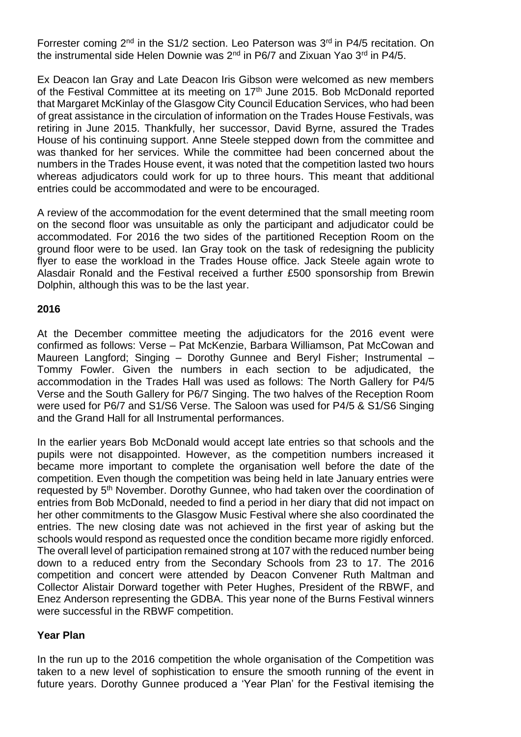Forrester coming 2nd in the S1/2 section. Leo Paterson was 3rd in P4/5 recitation. On the instrumental side Helen Downie was 2nd in P6/7 and Zixuan Yao 3rd in P4/5.

Ex Deacon Ian Gray and Late Deacon Iris Gibson were welcomed as new members of the Festival Committee at its meeting on 17th June 2015. Bob McDonald reported that Margaret McKinlay of the Glasgow City Council Education Services, who had been of great assistance in the circulation of information on the Trades House Festivals, was retiring in June 2015. Thankfully, her successor, David Byrne, assured the Trades House of his continuing support. Anne Steele stepped down from the committee and was thanked for her services. While the committee had been concerned about the numbers in the Trades House event, it was noted that the competition lasted two hours whereas adjudicators could work for up to three hours. This meant that additional entries could be accommodated and were to be encouraged.

A review of the accommodation for the event determined that the small meeting room on the second floor was unsuitable as only the participant and adjudicator could be accommodated. For 2016 the two sides of the partitioned Reception Room on the ground floor were to be used. Ian Gray took on the task of redesigning the publicity flyer to ease the workload in the Trades House office. Jack Steele again wrote to Alasdair Ronald and the Festival received a further £500 sponsorship from Brewin Dolphin, although this was to be the last year.

**2016**

At the December committee meeting the adjudicators for the 2016 event were confirmed as follows: Verse – Pat McKenzie, Barbara Williamson, Pat McCowan and Maureen Langford; Singing – Dorothy Gunnee and Beryl Fisher; Instrumental – Tommy Fowler. Given the numbers in each section to be adjudicated, the accommodation in the Trades Hall was used as follows: The North Gallery for P4/5 Verse and the South Gallery for P6/7 Singing. The two halves of the Reception Room were used for P6/7 and S1/S6 Verse. The Saloon was used for P4/5 & S1/S6 Singing and the Grand Hall for all Instrumental performances.

In the earlier years Bob McDonald would accept late entries so that schools and the pupils were not disappointed. However, as the competition numbers increased it became more important to complete the organisation well before the date of the competition. Even though the competition was being held in late January entries were requested by 5th November. Dorothy Gunnee, who had taken over the coordination of entries from Bob McDonald, needed to find a period in her diary that did not impact on her other commitments to the Glasgow Music Festival where she also coordinated the entries. The new closing date was not achieved in the first year of asking but the schools would respond as requested once the condition became more rigidly enforced. The overall level of participation remained strong at 107 with the reduced number being down to a reduced entry from the Secondary Schools from 23 to 17. The 2016 competition and concert were attended by Deacon Convener Ruth Maltman and Collector Alistair Dorward together with Peter Hughes, President of the RBWF, and Enez Anderson representing the GDBA. This year none of the Burns Festival winners were successful in the RBWF competition.

**Year Plan**

In the run up to the 2016 competition the whole organisation of the Competition was taken to a new level of sophistication to ensure the smooth running of the event in future years. Dorothy Gunnee produced a 'Year Plan' for the Festival itemising the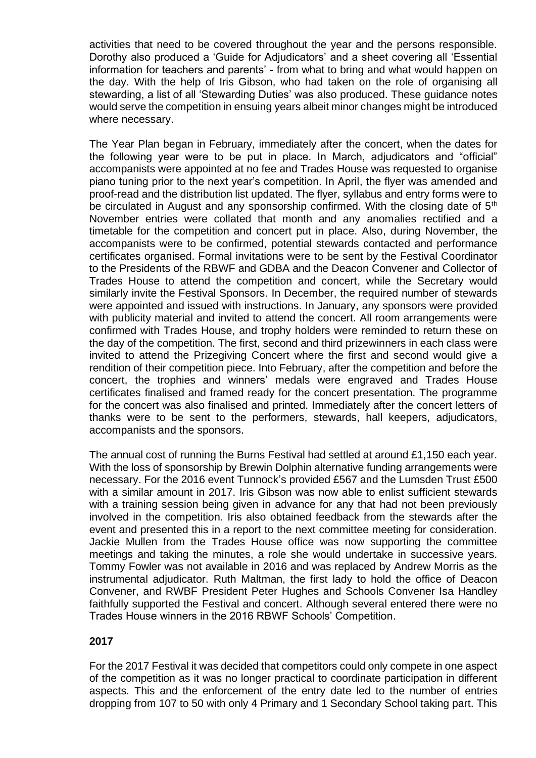activities that need to be covered throughout the year and the persons responsible. Dorothy also produced a 'Guide for Adjudicators' and a sheet covering all 'Essential information for teachers and parents' - from what to bring and what would happen on the day. With the help of Iris Gibson, who had taken on the role of organising all stewarding, a list of all 'Stewarding Duties' was also produced. These guidance notes would serve the competition in ensuing years albeit minor changes might be introduced where necessary.

The Year Plan began in February, immediately after the concert, when the dates for the following year were to be put in place. In March, adjudicators and "official" accompanists were appointed at no fee and Trades House was requested to organise piano tuning prior to the next year's competition. In April, the flyer was amended and proof-read and the distribution list updated. The flyer, syllabus and entry forms were to be circulated in August and any sponsorship confirmed. With the closing date of 5th November entries were collated that month and any anomalies rectified and a timetable for the competition and concert put in place. Also, during November, the accompanists were to be confirmed, potential stewards contacted and performance certificates organised. Formal invitations were to be sent by the Festival Coordinator to the Presidents of the RBWF and GDBA and the Deacon Convener and Collector of Trades House to attend the competition and concert, while the Secretary would similarly invite the Festival Sponsors. In December, the required number of stewards were appointed and issued with instructions. In January, any sponsors were provided with publicity material and invited to attend the concert. All room arrangements were confirmed with Trades House, and trophy holders were reminded to return these on the day of the competition. The first, second and third prizewinners in each class were invited to attend the Prizegiving Concert where the first and second would give a rendition of their competition piece. Into February, after the competition and before the concert, the trophies and winners' medals were engraved and Trades House certificates finalised and framed ready for the concert presentation. The programme for the concert was also finalised and printed. Immediately after the concert letters of thanks were to be sent to the performers, stewards, hall keepers, adjudicators, accompanists and the sponsors.

The annual cost of running the Burns Festival had settled at around £1,150 each year. With the loss of sponsorship by Brewin Dolphin alternative funding arrangements were necessary. For the 2016 event Tunnock's provided £567 and the Lumsden Trust £500 with a similar amount in 2017. Iris Gibson was now able to enlist sufficient stewards with a training session being given in advance for any that had not been previously involved in the competition. Iris also obtained feedback from the stewards after the event and presented this in a report to the next committee meeting for consideration. Jackie Mullen from the Trades House office was now supporting the committee meetings and taking the minutes, a role she would undertake in successive years. Tommy Fowler was not available in 2016 and was replaced by Andrew Morris as the instrumental adjudicator. Ruth Maltman, the first lady to hold the office of Deacon Convener, and RWBF President Peter Hughes and Schools Convener Isa Handley faithfully supported the Festival and concert. Although several entered there were no Trades House winners in the 2016 RBWF Schools' Competition.

**2017**

For the 2017 Festival it was decided that competitors could only compete in one aspect of the competition as it was no longer practical to coordinate participation in different aspects. This and the enforcement of the entry date led to the number of entries dropping from 107 to 50 with only 4 Primary and 1 Secondary School taking part. This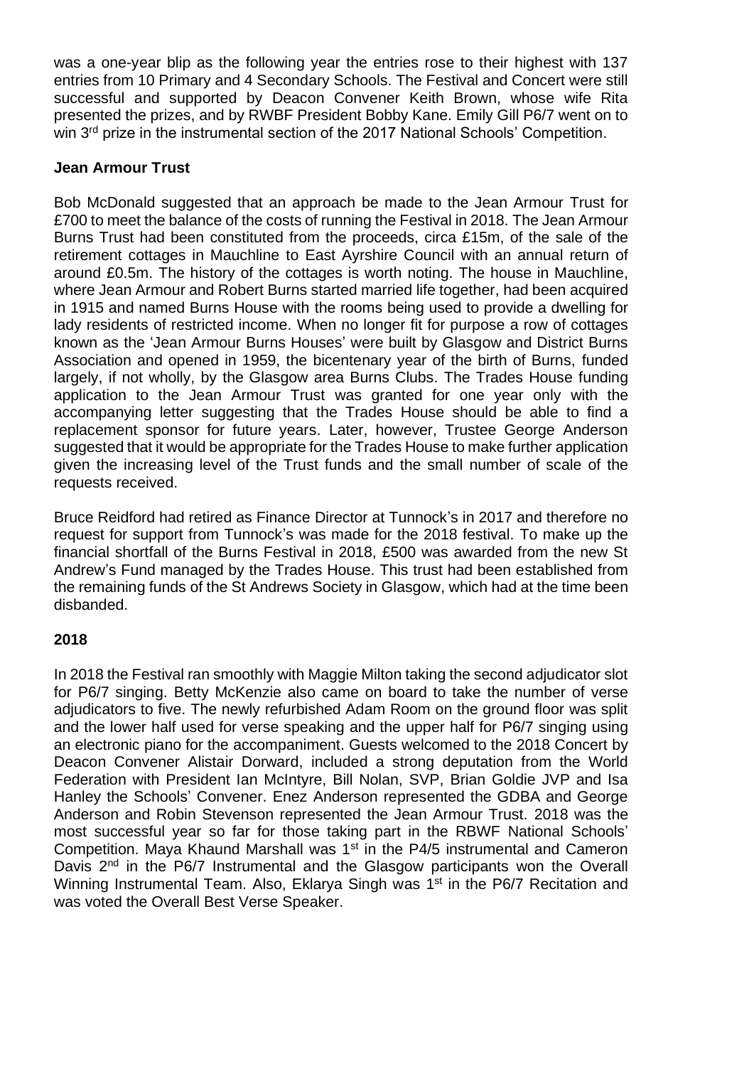was a one-year blip as the following year the entries rose to their highest with 137 entries from 10 Primary and 4 Secondary Schools. The Festival and Concert were still successful and supported by Deacon Convener Keith Brown, whose wife Rita presented the prizes, and by RWBF President Bobby Kane. Emily Gill P6/7 went on to win 3rd prize in the instrumental section of the 2017 National Schools' Competition.

**Jean Armour Trust**

Bob McDonald suggested that an approach be made to the Jean Armour Trust for £700 to meet the balance of the costs of running the Festival in 2018. The Jean Armour Burns Trust had been constituted from the proceeds, circa £15m, of the sale of the retirement cottages in Mauchline to East Ayrshire Council with an annual return of around £0.5m. The history of the cottages is worth noting. The house in Mauchline, where Jean Armour and Robert Burns started married life together, had been acquired in 1915 and named Burns House with the rooms being used to provide a dwelling for lady residents of restricted income. When no longer fit for purpose a row of cottages known as the 'Jean Armour Burns Houses' were built by Glasgow and District Burns Association and opened in 1959, the bicentenary year of the birth of Burns, funded largely, if not wholly, by the Glasgow area Burns Clubs. The Trades House funding application to the Jean Armour Trust was granted for one year only with the accompanying letter suggesting that the Trades House should be able to find a replacement sponsor for future years. Later, however, Trustee George Anderson suggested that it would be appropriate for the Trades House to make further application given the increasing level of the Trust funds and the small number of scale of the requests received.

Bruce Reidford had retired as Finance Director at Tunnock's in 2017 and therefore no request for support from Tunnock's was made for the 2018 festival. To make up the financial shortfall of the Burns Festival in 2018, £500 was awarded from the new St Andrew's Fund managed by the Trades House. This trust had been established from the remaining funds of the St Andrews Society in Glasgow, which had at the time been disbanded.

**2018**

In 2018 the Festival ran smoothly with Maggie Milton taking the second adjudicator slot for P6/7 singing. Betty McKenzie also came on board to take the number of verse adjudicators to five. The newly refurbished Adam Room on the ground floor was split and the lower half used for verse speaking and the upper half for P6/7 singing using an electronic piano for the accompaniment. Guests welcomed to the 2018 Concert by Deacon Convener Alistair Dorward, included a strong deputation from the World Federation with President Ian McIntyre, Bill Nolan, SVP, Brian Goldie JVP and Isa Hanley the Schools' Convener. Enez Anderson represented the GDBA and George Anderson and Robin Stevenson represented the Jean Armour Trust. 2018 was the most successful year so far for those taking part in the RBWF National Schools' Competition. Maya Khaund Marshall was 1st in the P4/5 instrumental and Cameron Davis 2nd in the P6/7 Instrumental and the Glasgow participants won the Overall Winning Instrumental Team. Also, Eklarya Singh was 1st in the P6/7 Recitation and was voted the Overall Best Verse Speaker.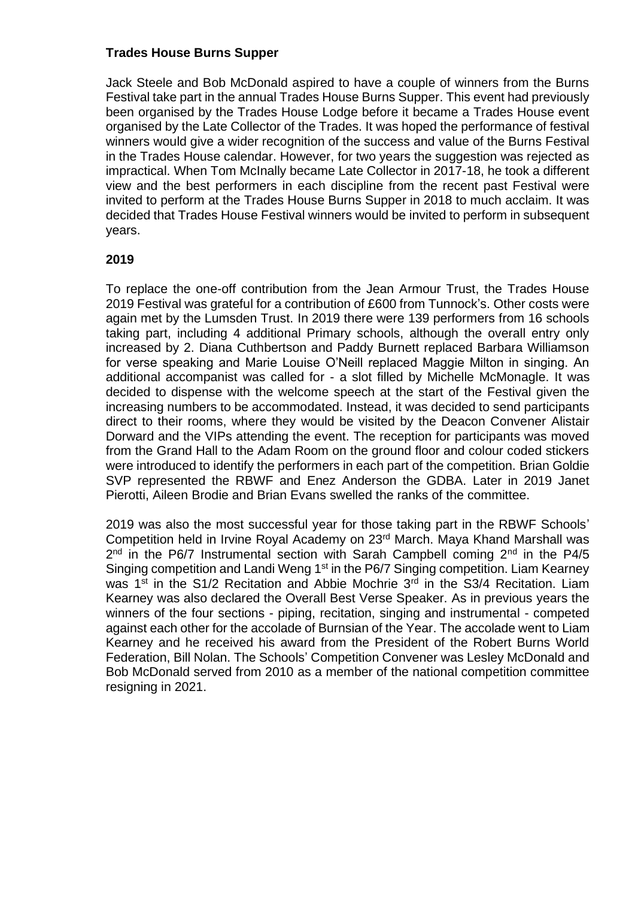**Trades House Burns Supper**

Jack Steele and Bob McDonald aspired to have a couple of winners from the Burns Festival take part in the annual Trades House Burns Supper. This event had previously been organised by the Trades House Lodge before it became a Trades House event organised by the Late Collector of the Trades. It was hoped the performance of festival winners would give a wider recognition of the success and value of the Burns Festival in the Trades House calendar. However, for two years the suggestion was rejected as impractical. When Tom McInally became Late Collector in 2017-18, he took a different view and the best performers in each discipline from the recent past Festival were invited to perform at the Trades House Burns Supper in 2018 to much acclaim. It was decided that Trades House Festival winners would be invited to perform in subsequent years.

**2019**

To replace the one-off contribution from the Jean Armour Trust, the Trades House 2019 Festival was grateful for a contribution of £600 from Tunnock's. Other costs were again met by the Lumsden Trust. In 2019 there were 139 performers from 16 schools taking part, including 4 additional Primary schools, although the overall entry only increased by 2. Diana Cuthbertson and Paddy Burnett replaced Barbara Williamson for verse speaking and Marie Louise O'Neill replaced Maggie Milton in singing. An additional accompanist was called for - a slot filled by Michelle McMonagle. It was decided to dispense with the welcome speech at the start of the Festival given the increasing numbers to be accommodated. Instead, it was decided to send participants direct to their rooms, where they would be visited by the Deacon Convener Alistair Dorward and the VIPs attending the event. The reception for participants was moved from the Grand Hall to the Adam Room on the ground floor and colour coded stickers were introduced to identify the performers in each part of the competition. Brian Goldie SVP represented the RBWF and Enez Anderson the GDBA. Later in 2019 Janet Pierotti, Aileen Brodie and Brian Evans swelled the ranks of the committee.

2019 was also the most successful year for those taking part in the RBWF Schools' Competition held in Irvine Royal Academy on 23rd March. Maya Khand Marshall was 2nd in the P6/7 Instrumental section with Sarah Campbell coming 2nd in the P4/5 Singing competition and Landi Weng 1st in the P6/7 Singing competition. Liam Kearney was 1st in the S1/2 Recitation and Abbie Mochrie 3rd in the S3/4 Recitation. Liam Kearney was also declared the Overall Best Verse Speaker. As in previous years the winners of the four sections - piping, recitation, singing and instrumental - competed against each other for the accolade of Burnsian of the Year. The accolade went to Liam Kearney and he received his award from the President of the Robert Burns World Federation, Bill Nolan. The Schools' Competition Convener was Lesley McDonald and Bob McDonald served from 2010 as a member of the national competition committee resigning in 2021.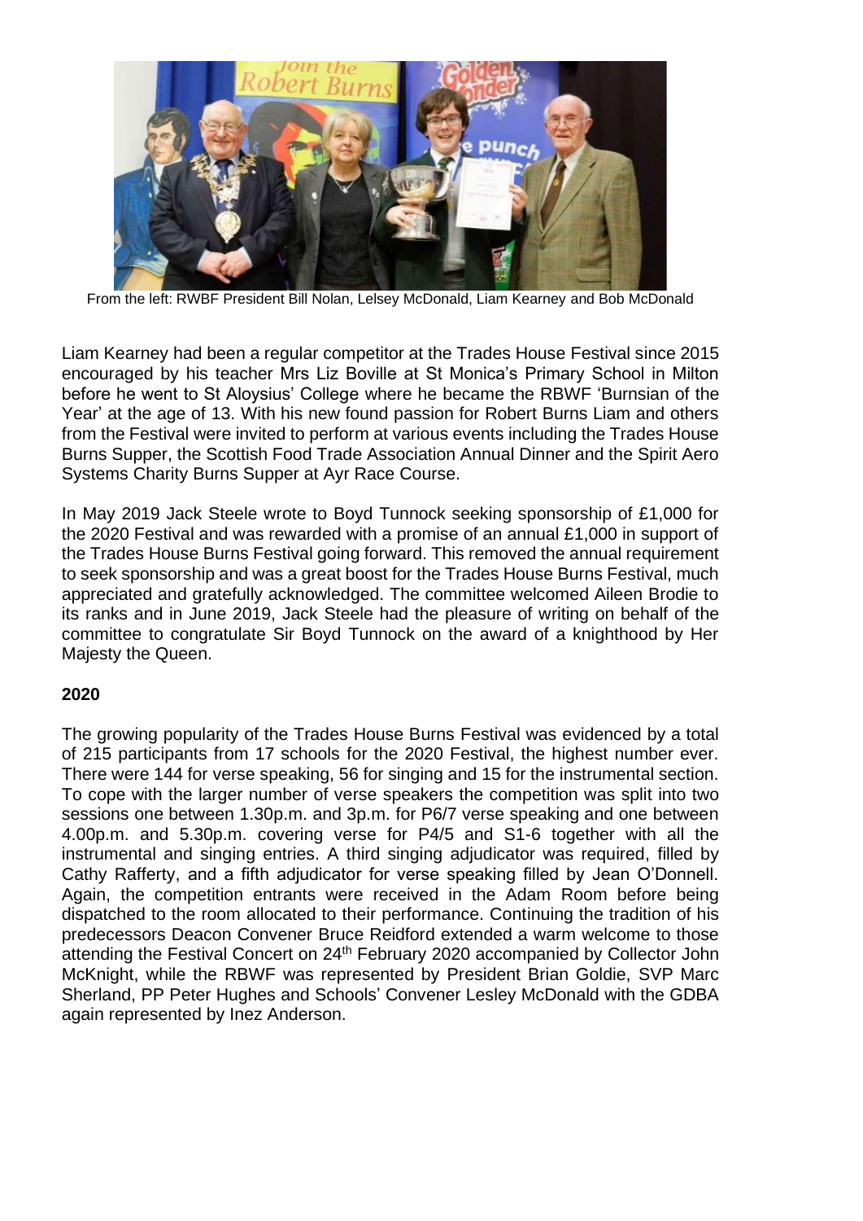From the left: RWBF President Bill Nolan, Lelsey McDonald, Liam Kearney and Bob McDonald

Liam Kearney had been a regular competitor at the Trades House Festival since 2015 encouraged by his teacher Mrs Liz Boville at St Monica's Primary School in Milton before he went to St Aloysius' College where he became the RBWF 'Burnsian of the Year' at the age of 13. With his new found passion for Robert Burns Liam and others from the Festival were invited to perform at various events including the Trades House Burns Supper, the Scottish Food Trade Association Annual Dinner and the Spirit Aero Systems Charity Burns Supper at Ayr Race Course.

In May 2019 Jack Steele wrote to Boyd Tunnock seeking sponsorship of £1,000 for the 2020 Festival and was rewarded with a promise of an annual £1,000 in support of the Trades House Burns Festival going forward. This removed the annual requirement to seek sponsorship and was a great boost for the Trades House Burns Festival, much appreciated and gratefully acknowledged. The committee welcomed Aileen Brodie to its ranks and in June 2019, Jack Steele had the pleasure of writing on behalf of the committee to congratulate Sir Boyd Tunnock on the award of a knighthood by Her Majesty the Queen.

**2020**

The growing popularity of the Trades House Burns Festival was evidenced by a total of 215 participants from 17 schools for the 2020 Festival, the highest number ever. There were 144 for verse speaking, 56 for singing and 15 for the instrumental section. To cope with the larger number of verse speakers the competition was split into two sessions one between 1.30p.m. and 3p.m. for P6/7 verse speaking and one between 4.00p.m. and 5.30p.m. covering verse for P4/5 and S1-6 together with all the instrumental and singing entries. A third singing adjudicator was required, filled by Cathy Rafferty, and a fifth adjudicator for verse speaking filled by Jean O'Donnell. Again, the competition entrants were received in the Adam Room before being dispatched to the room allocated to their performance. Continuing the tradition of his predecessors Deacon Convener Bruce Reidford extended a warm welcome to those attending the Festival Concert on 24th February 2020 accompanied by Collector John McKnight, while the RBWF was represented by President Brian Goldie, SVP Marc Sherland, PP Peter Hughes and Schools' Convener Lesley McDonald with the GDBA again represented by Inez Anderson.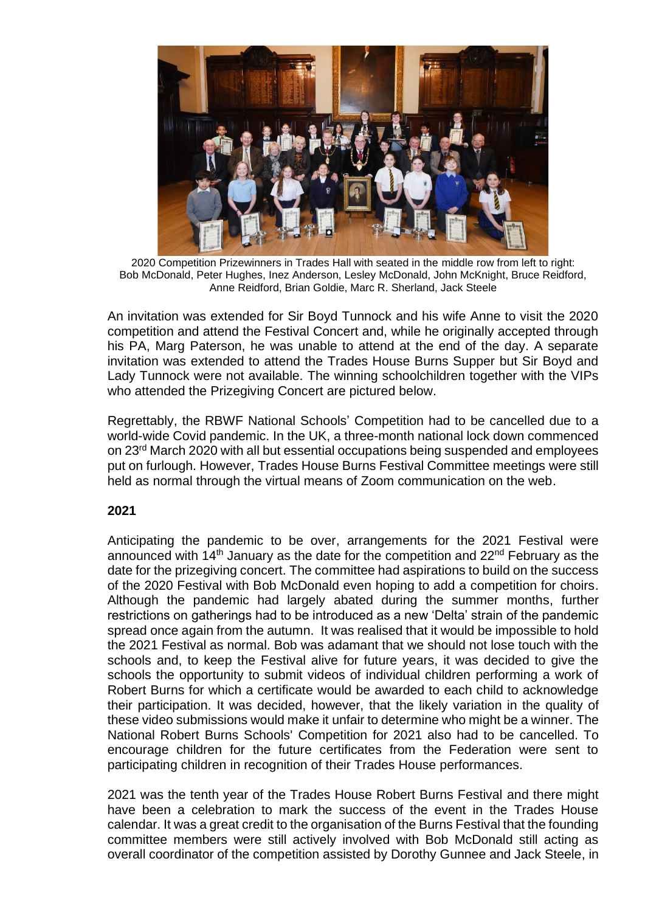2020 Competition Prizewinners in Trades Hall with seated in the middle row from left to right: Bob McDonald, Peter Hughes, Inez Anderson, Lesley McDonald, John McKnight, Bruce Reidford, Anne Reidford, Brian Goldie, Marc R. Sherland, Jack Steele

An invitation was extended for Sir Boyd Tunnock and his wife Anne to visit the 2020 competition and attend the Festival Concert and, while he originally accepted through his PA, Marg Paterson, he was unable to attend at the end of the day. A separate invitation was extended to attend the Trades House Burns Supper but Sir Boyd and Lady Tunnock were not available. The winning schoolchildren together with the VIPs who attended the Prizegiving Concert are pictured below.

Regrettably, the RBWF National Schools' Competition had to be cancelled due to a world-wide Covid pandemic. In the UK, a three-month national lock down commenced on 23rd March 2020 with all but essential occupations being suspended and employees put on furlough. However, Trades House Burns Festival Committee meetings were still held as normal through the virtual means of Zoom communication on the web.

**2021**

Anticipating the pandemic to be over, arrangements for the 2021 Festival were announced with 14th January as the date for the competition and 22nd February as the date for the prizegiving concert. The committee had aspirations to build on the success of the 2020 Festival with Bob McDonald even hoping to add a competition for choirs. Although the pandemic had largely abated during the summer months, further restrictions on gatherings had to be introduced as a new 'Delta' strain of the pandemic spread once again from the autumn. It was realised that it would be impossible to hold the 2021 Festival as normal. Bob was adamant that we should not lose touch with the schools and, to keep the Festival alive for future years, it was decided to give the schools the opportunity to submit videos of individual children performing a work of Robert Burns for which a certificate would be awarded to each child to acknowledge their participation. It was decided, however, that the likely variation in the quality of these video submissions would make it unfair to determine who might be a winner. The National Robert Burns Schools' Competition for 2021 also had to be cancelled. To encourage children for the future certificates from the Federation were sent to participating children in recognition of their Trades House performances.

2021 was the tenth year of the Trades House Robert Burns Festival and there might have been a celebration to mark the success of the event in the Trades House calendar. It was a great credit to the organisation of the Burns Festival that the founding committee members were still actively involved with Bob McDonald still acting as overall coordinator of the competition assisted by Dorothy Gunnee and Jack Steele, in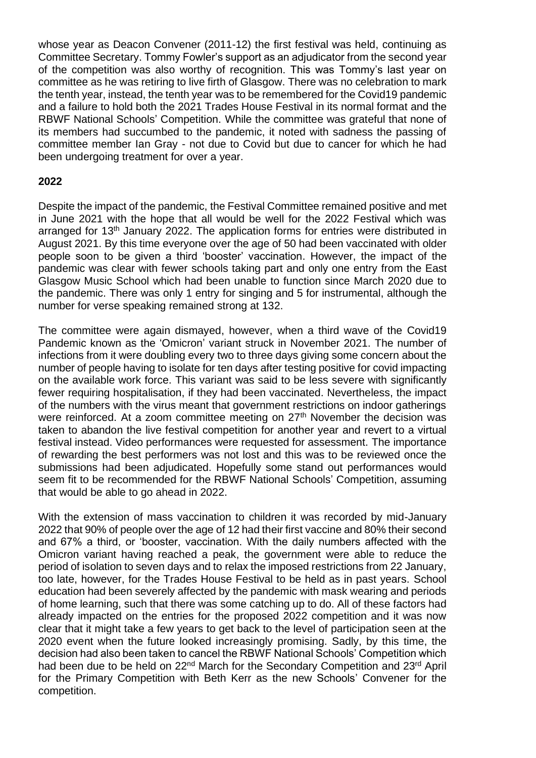whose year as Deacon Convener (2011-12) the first festival was held, continuing as Committee Secretary. Tommy Fowler's support as an adjudicator from the second year of the competition was also worthy of recognition. This was Tommy's last year on committee as he was retiring to live firth of Glasgow. There was no celebration to mark the tenth year, instead, the tenth year was to be remembered for the Covid19 pandemic and a failure to hold both the 2021 Trades House Festival in its normal format and the RBWF National Schools' Competition. While the committee was grateful that none of its members had succumbed to the pandemic, it noted with sadness the passing of committee member Ian Gray - not due to Covid but due to cancer for which he had been undergoing treatment for over a year.

**2022**

Despite the impact of the pandemic, the Festival Committee remained positive and met in June 2021 with the hope that all would be well for the 2022 Festival which was arranged for 13th January 2022. The application forms for entries were distributed in August 2021. By this time everyone over the age of 50 had been vaccinated with older people soon to be given a third 'booster' vaccination. However, the impact of the pandemic was clear with fewer schools taking part and only one entry from the East Glasgow Music School which had been unable to function since March 2020 due to the pandemic. There was only 1 entry for singing and 5 for instrumental, although the number for verse speaking remained strong at 132.

The committee were again dismayed, however, when a third wave of the Covid19 Pandemic known as the 'Omicron' variant struck in November 2021. The number of infections from it were doubling every two to three days giving some concern about the number of people having to isolate for ten days after testing positive for covid impacting on the available work force. This variant was said to be less severe with significantly fewer requiring hospitalisation, if they had been vaccinated. Nevertheless, the impact of the numbers with the virus meant that government restrictions on indoor gatherings were reinforced. At a zoom committee meeting on 27th November the decision was taken to abandon the live festival competition for another year and revert to a virtual festival instead. Video performances were requested for assessment. The importance of rewarding the best performers was not lost and this was to be reviewed once the submissions had been adjudicated. Hopefully some stand out performances would seem fit to be recommended for the RBWF National Schools' Competition, assuming that would be able to go ahead in 2022.

With the extension of mass vaccination to children it was recorded by mid-January 2022 that 90% of people over the age of 12 had their first vaccine and 80% their second and 67% a third, or 'booster, vaccination. With the daily numbers affected with the Omicron variant having reached a peak, the government were able to reduce the period of isolation to seven days and to relax the imposed restrictions from 22 January, too late, however, for the Trades House Festival to be held as in past years. School education had been severely affected by the pandemic with mask wearing and periods of home learning, such that there was some catching up to do. All of these factors had already impacted on the entries for the proposed 2022 competition and it was now clear that it might take a few years to get back to the level of participation seen at the 2020 event when the future looked increasingly promising. Sadly, by this time, the decision had also been taken to cancel the RBWF National Schools' Competition which had been due to be held on 22nd March for the Secondary Competition and 23rd April for the Primary Competition with Beth Kerr as the new Schools' Convener for the competition.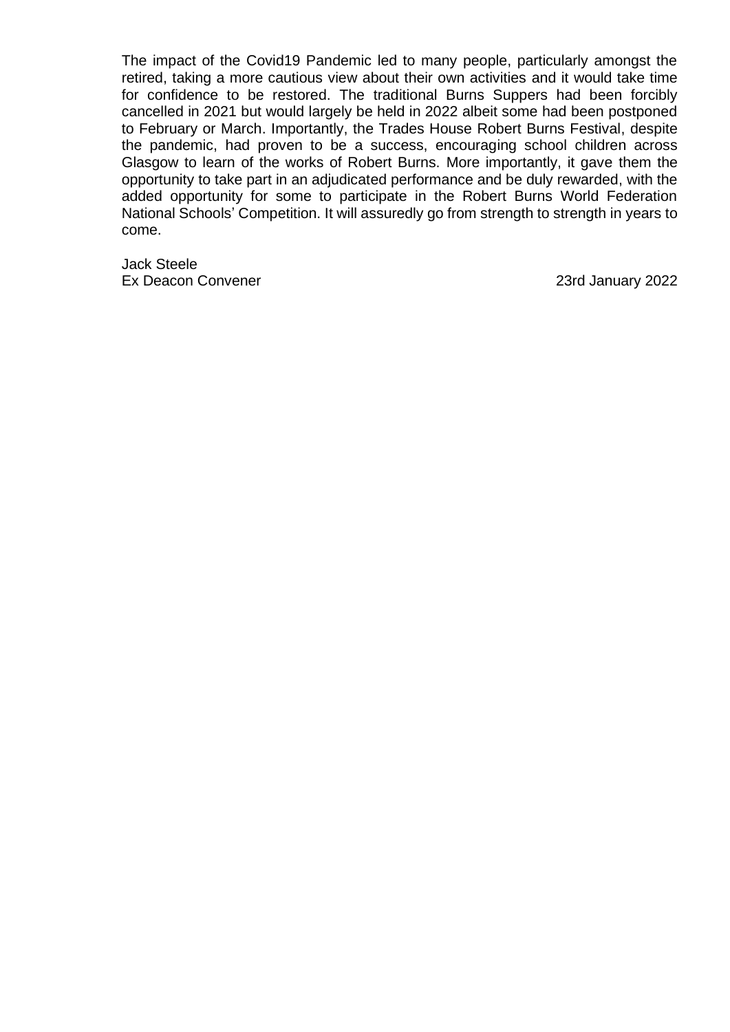The impact of the Covid19 Pandemic led to many people, particularly amongst the retired, taking a more cautious view about their own activities and it would take time for confidence to be restored. The traditional Burns Suppers had been forcibly cancelled in 2021 but would largely be held in 2022 albeit some had been postponed to February or March. Importantly, the Trades House Robert Burns Festival, despite the pandemic, had proven to be a success, encouraging school children across Glasgow to learn of the works of Robert Burns. More importantly, it gave them the opportunity to take part in an adjudicated performance and be duly rewarded, with the added opportunity for some to participate in the Robert Burns World Federation National Schools' Competition. It will assuredly go from strength to strength in years to come.

Jack Steele
Ex Deacon Convener

23rd January 2022